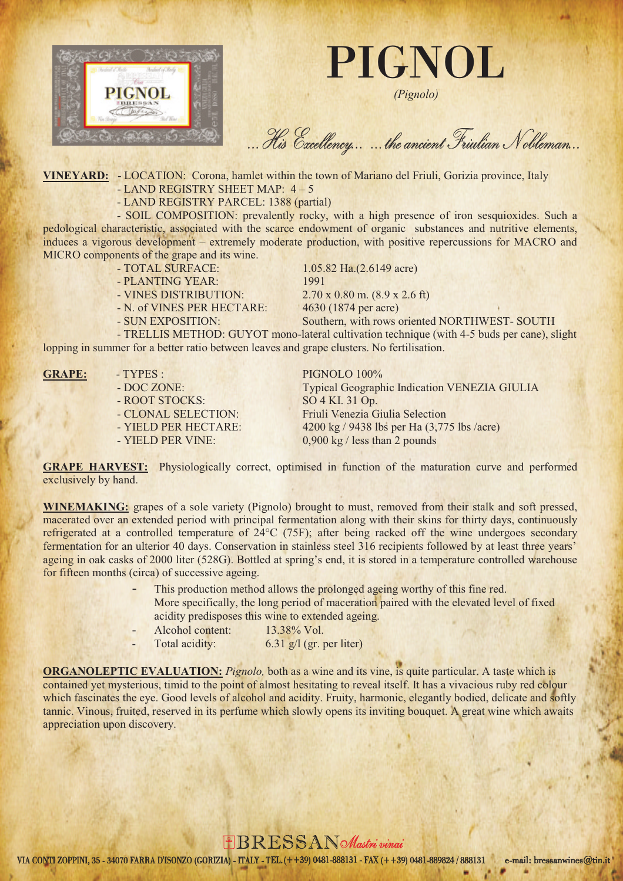# PIGNOL

*(Pignolo)*

*... His Excellency... ...the ancient Friulian Nobleman...*

**VINEYARD:**
- LOCATION: Corona, hamlet within the town of Mariano del Friuli, Gorizia province, Italy
- LAND REGISTRY SHEET MAP: 4 – 5
- LAND REGISTRY PARCEL: 1388 (partial)
- SOIL COMPOSITION: prevalently rocky, with a high presence of iron sesquioxides. Such a pedological characteristic, associated with the scarce endowment of organic substances and nutritive elements, induces a vigorous development – extremely moderate production, with positive repercussions for MACRO and MICRO components of the grape and its wine.
- TOTAL SURFACE: 1.05.82 Ha.(2.6149 acre)
- PLANTING YEAR: 1991
- VINES DISTRIBUTION: 2.70 x 0.80 m. (8.9 x 2.6 ft)
- N. of VINES PER HECTARE: 4630 (1874 per acre)
- SUN EXPOSITION: Southern, with rows oriented NORTHWEST- SOUTH
- TRELLIS METHOD: GUYOT mono-lateral cultivation technique (with 4-5 buds per cane), slight lopping in summer for a better ratio between leaves and grape clusters. No fertilisation.

**GRAPE:**
- TYPES : PIGNOLO 100%
- DOC ZONE: Typical Geographic Indication VENEZIA GIULIA
- ROOT STOCKS: SO 4 KI. 31 Op.
- CLONAL SELECTION: Friuli Venezia Giulia Selection
- YIELD PER HECTARE: 4200 kg / 9438 lbs per Ha (3,775 lbs /acre)
- YIELD PER VINE: 0,900 kg / less than 2 pounds

**GRAPE HARVEST:** Physiologically correct, optimised in function of the maturation curve and performed exclusively by hand.

**WINEMAKING:** grapes of a sole variety (Pignolo) brought to must, removed from their stalk and soft pressed, macerated over an extended period with principal fermentation along with their skins for thirty days, continuously refrigerated at a controlled temperature of 24°C (75F); after being racked off the wine undergoes secondary fermentation for an ulterior 40 days. Conservation in stainless steel 316 recipients followed by at least three years' ageing in oak casks of 2000 liter (528G). Bottled at spring's end, it is stored in a temperature controlled warehouse for fifteen months (circa) of successive ageing.

- This production method allows the prolonged ageing worthy of this fine red. More specifically, the long period of maceration paired with the elevated level of fixed acidity predisposes this wine to extended ageing.
- Alcohol content: 13.38% Vol.
- Total acidity: 6.31 g/l (gr. per liter)

**ORGANOLEPTIC EVALUATION:** *Pignolo,* both as a wine and its vine, is quite particular. A taste which is contained yet mysterious, timid to the point of almost hesitating to reveal itself. It has a vivacious ruby red colour which fascinates the eye. Good levels of alcohol and acidity. Fruity, harmonic, elegantly bodied, delicate and softly tannic. Vinous, fruited, reserved in its perfume which slowly opens its inviting bouquet. A great wine which awaits appreciation upon discovery.

BRESSAN *Mastri vinai*

VIA CONTI ZOPPINI, 35 - 34070 FARRA D'ISONZO (GORIZIA) - ITALY - TEL. (++39) 0481-888131 - FAX (++39) 0481-889824 / 888131 e-mail: bressanwines@tin.it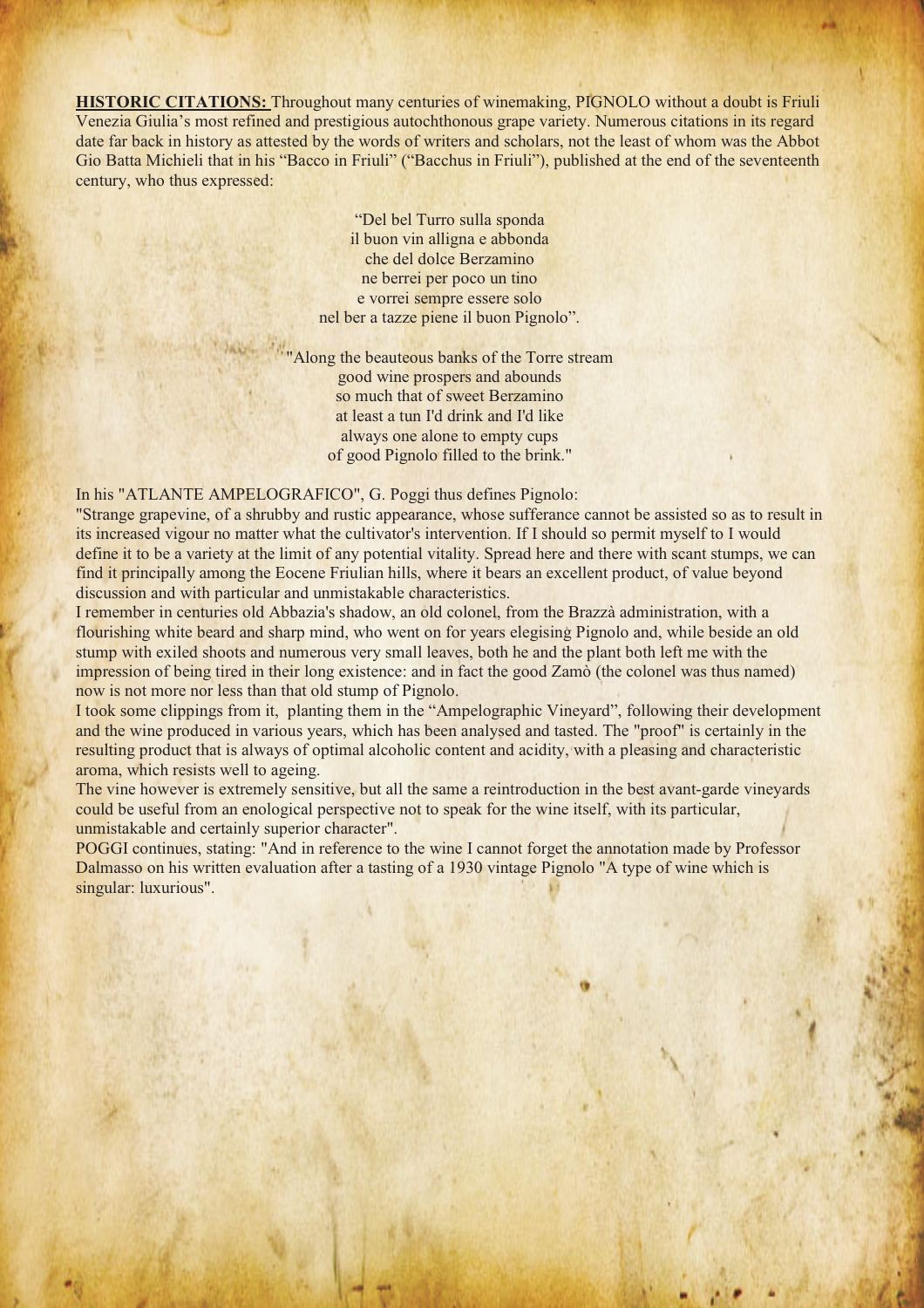**HISTORIC CITATIONS:** Throughout many centuries of winemaking, PIGNOLO without a doubt is Friuli Venezia Giulia's most refined and prestigious autochthonous grape variety. Numerous citations in its regard date far back in history as attested by the words of writers and scholars, not the least of whom was the Abbot Gio Batta Michieli that in his "Bacco in Friuli" ("Bacchus in Friuli"), published at the end of the seventeenth century, who thus expressed:

"Del bel Turro sulla sponda  
il buon vin alligna e abbonda  
che del dolce Berzamino  
ne berrei per poco un tino  
e vorrei sempre essere solo  
nel ber a tazze piene il buon Pignolo".

"Along the beauteous banks of the Torre stream  
good wine prospers and abounds  
so much that of sweet Berzamino  
at least a tun I'd drink and I'd like  
always one alone to empty cups  
of good Pignolo filled to the brink."

In his "ATLANTE AMPELOGRAFICO", G. Poggi thus defines Pignolo:

"Strange grapevine, of a shrubby and rustic appearance, whose sufferance cannot be assisted so as to result in its increased vigour no matter what the cultivator's intervention. If I should so permit myself to I would define it to be a variety at the limit of any potential vitality. Spread here and there with scant stumps, we can find it principally among the Eocene Friulian hills, where it bears an excellent product, of value beyond discussion and with particular and unmistakable characteristics.

I remember in centuries old Abbazia's shadow, an old colonel, from the Brazzà administration, with a flourishing white beard and sharp mind, who went on for years elegising Pignolo and, while beside an old stump with exiled shoots and numerous very small leaves, both he and the plant both left me with the impression of being tired in their long existence: and in fact the good Zamò (the colonel was thus named) now is not more nor less than that old stump of Pignolo.

I took some clippings from it, planting them in the "Ampelographic Vineyard", following their development and the wine produced in various years, which has been analysed and tasted. The "proof" is certainly in the resulting product that is always of optimal alcoholic content and acidity, with a pleasing and characteristic aroma, which resists well to ageing.

The vine however is extremely sensitive, but all the same a reintroduction in the best avant-garde vineyards could be useful from an enological perspective not to speak for the wine itself, with its particular, unmistakable and certainly superior character".

POGGI continues, stating: "And in reference to the wine I cannot forget the annotation made by Professor Dalmasso on his written evaluation after a tasting of a 1930 vintage Pignolo "A type of wine which is singular: luxurious".